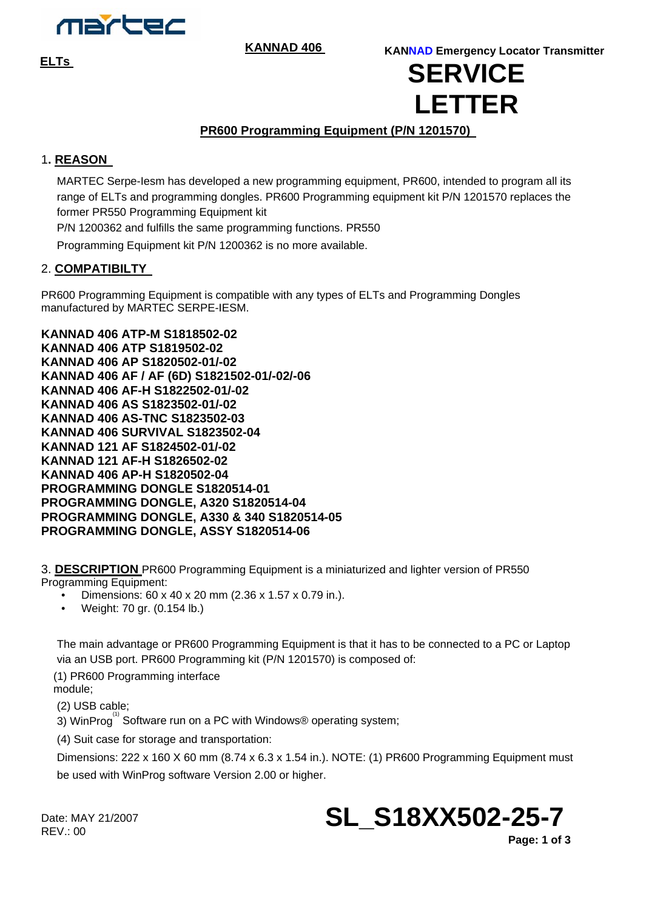martec

**ELTs**

**KANNAD 406**

**KANNAD Emergency Locator Transmitter**

# SERVICE LETTER

## PR600 Programming Equipment (P/N 1201570)

### 1. REASON

MARTEC Serpe-Iesm has developed a new programming equipment, PR600, intended to program all its range of ELTs and programming dongles. PR600 Programming equipment kit P/N 1201570 replaces the former PR550 Programming Equipment kit P/N 1200362 and fulfills the same programming functions. PR550 Programming Equipment kit P/N 1200362 is no more available.

### 2. COMPATIBILTY

PR600 Programming Equipment is compatible with any types of ELTs and Programming Dongles manufactured by MARTEC SERPE-IESM.

**KANNAD 406 ATP-M S1818502-02**
**KANNAD 406 ATP S1819502-02**
**KANNAD 406 AP S1820502-01/-02**
**KANNAD 406 AF / AF (6D) S1821502-01/-02/-06**
**KANNAD 406 AF-H S1822502-01/-02**
**KANNAD 406 AS S1823502-01/-02**
**KANNAD 406 AS-TNC S1823502-03**
**KANNAD 406 SURVIVAL S1823502-04**
**KANNAD 121 AF S1824502-01/-02**
**KANNAD 121 AF-H S1826502-02**
**KANNAD 406 AP-H S1820502-04**
**PROGRAMMING DONGLE S1820514-01**
**PROGRAMMING DONGLE, A320 S1820514-04**
**PROGRAMMING DONGLE, A330 & 340 S1820514-05**
**PROGRAMMING DONGLE, ASSY S1820514-06**

### 3. DESCRIPTION

PR600 Programming Equipment is a miniaturized and lighter version of PR550 Programming Equipment:

- Dimensions: 60 x 40 x 20 mm (2.36 x 1.57 x 0.79 in.).
- Weight: 70 gr. (0.154 lb.)

The main advantage or PR600 Programming Equipment is that it has to be connected to a PC or Laptop via an USB port. PR600 Programming kit (P/N 1201570) is composed of:

(1) PR600 Programming interface module;

(2) USB cable;

3) WinProg[(1)] Software run on a PC with Windows® operating system;

(4) Suit case for storage and transportation:

Dimensions: 222 x 160 X 60 mm (8.74 x 6.3 x 1.54 in.). NOTE: (1) PR600 Programming Equipment must be used with WinProg software Version 2.00 or higher.

Date: MAY 21/2007
REV.: 00

**SL_S18XX502-25-7**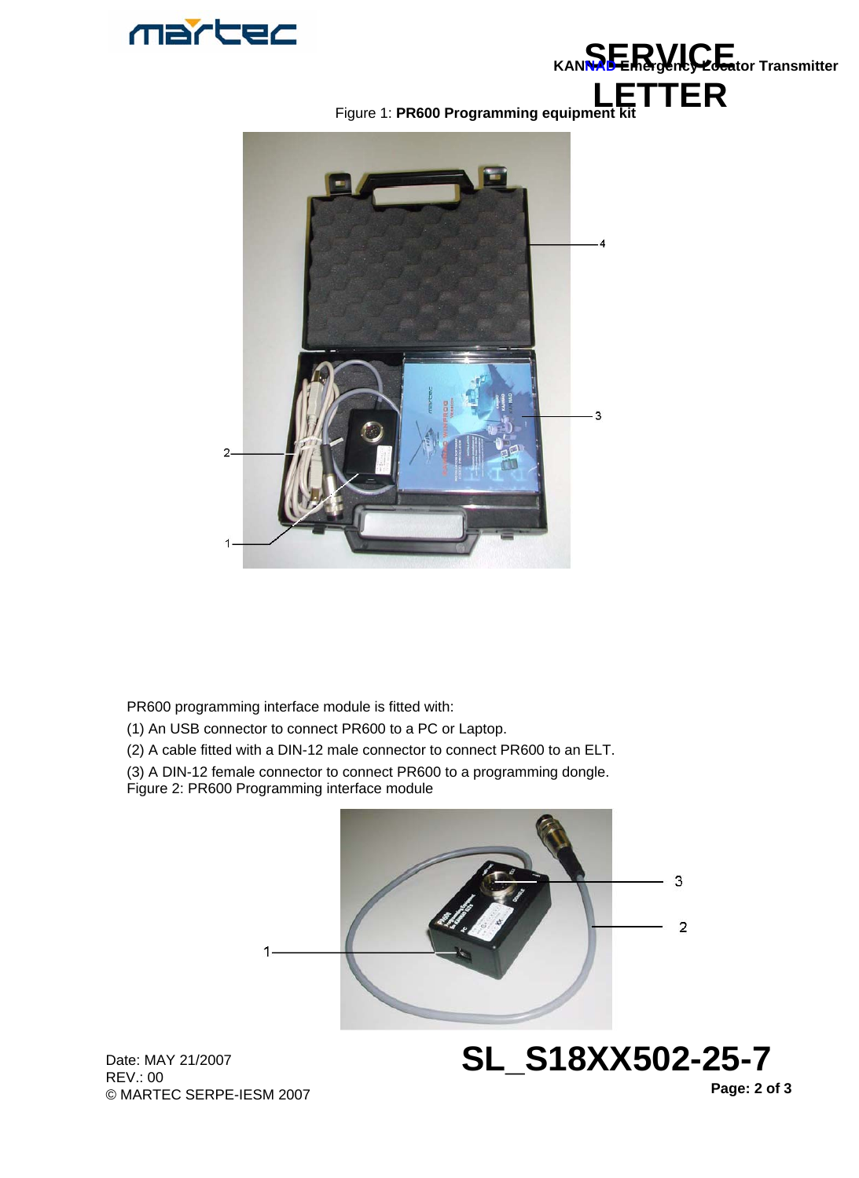Figure 1: **PR600 Programming equipment kit**

PR600 programming interface module is fitted with:

(1) An USB connector to connect PR600 to a PC or Laptop.

(2) A cable fitted with a DIN-12 male connector to connect PR600 to an ELT.

(3) A DIN-12 female connector to connect PR600 to a programming dongle.

Figure 2: PR600 Programming interface module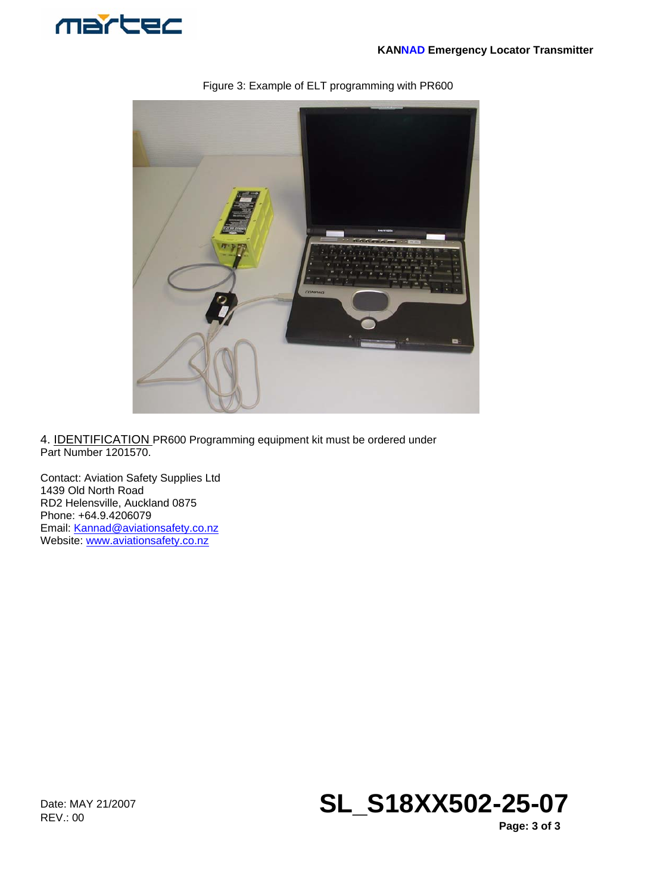Figure 3: Example of ELT programming with PR600

4. IDENTIFICATION PR600 Programming equipment kit must be ordered under Part Number 1201570.

Contact: Aviation Safety Supplies Ltd
1439 Old North Road
RD2 Helensville, Auckland 0875
Phone: +64.9.4206079
Email: Kannad@aviationsafety.co.nz
Website: www.aviationsafety.co.nz

Date: MAY 21/2007
REV.: 00

**SL_S18XX502-25-07**